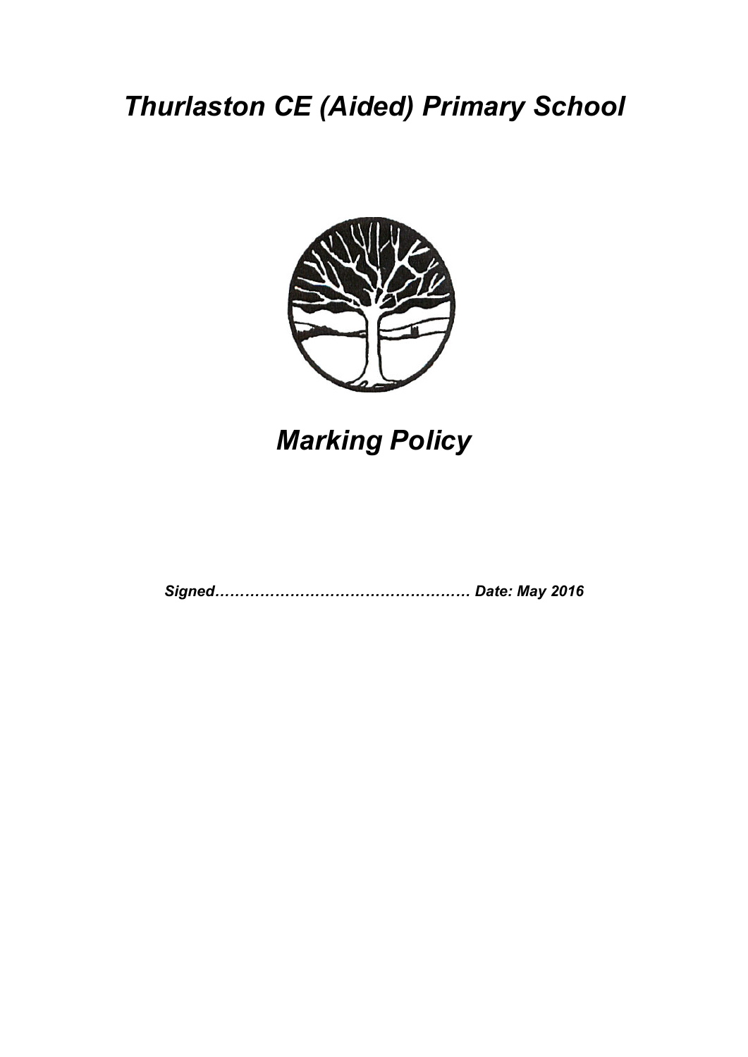# *Thurlaston CE (Aided) Primary School*

## *Marking Policy*

***Signed…………………………………………… Date: May 2016***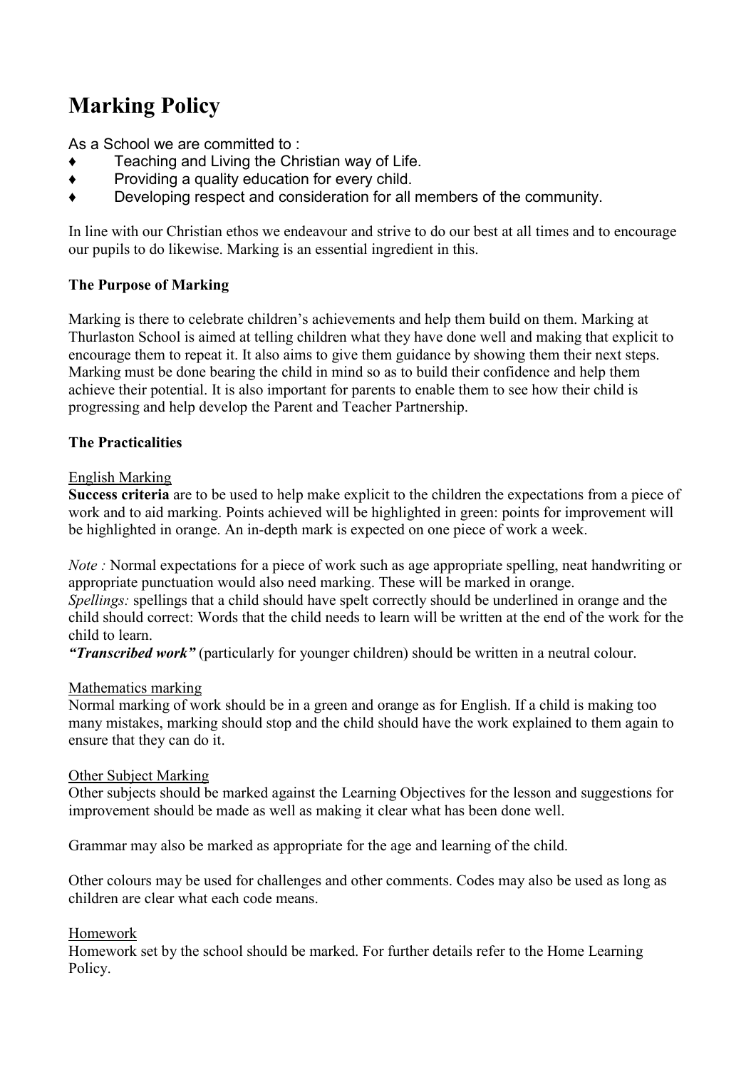# Marking Policy

As a School we are committed to :

- ♦ Teaching and Living the Christian way of Life.
- ♦ Providing a quality education for every child.
- ♦ Developing respect and consideration for all members of the community.

In line with our Christian ethos we endeavour and strive to do our best at all times and to encourage our pupils to do likewise. Marking is an essential ingredient in this.

**The Purpose of Marking**

Marking is there to celebrate children's achievements and help them build on them. Marking at Thurlaston School is aimed at telling children what they have done well and making that explicit to encourage them to repeat it. It also aims to give them guidance by showing them their next steps. Marking must be done bearing the child in mind so as to build their confidence and help them achieve their potential. It is also important for parents to enable them to see how their child is progressing and help develop the Parent and Teacher Partnership.

**The Practicalities**

<u>English Marking</u>

**Success criteria** are to be used to help make explicit to the children the expectations from a piece of work and to aid marking. Points achieved will be highlighted in green: points for improvement will be highlighted in orange. An in-depth mark is expected on one piece of work a week.

*Note :* Normal expectations for a piece of work such as age appropriate spelling, neat handwriting or appropriate punctuation would also need marking. These will be marked in orange.
*Spellings:* spellings that a child should have spelt correctly should be underlined in orange and the child should correct: Words that the child needs to learn will be written at the end of the work for the child to learn.
***"Transcribed work"*** (particularly for younger children) should be written in a neutral colour.

<u>Mathematics marking</u>

Normal marking of work should be in a green and orange as for English. If a child is making too many mistakes, marking should stop and the child should have the work explained to them again to ensure that they can do it.

<u>Other Subject Marking</u>

Other subjects should be marked against the Learning Objectives for the lesson and suggestions for improvement should be made as well as making it clear what has been done well.

Grammar may also be marked as appropriate for the age and learning of the child.

Other colours may be used for challenges and other comments. Codes may also be used as long as children are clear what each code means.

<u>Homework</u>

Homework set by the school should be marked. For further details refer to the Home Learning Policy.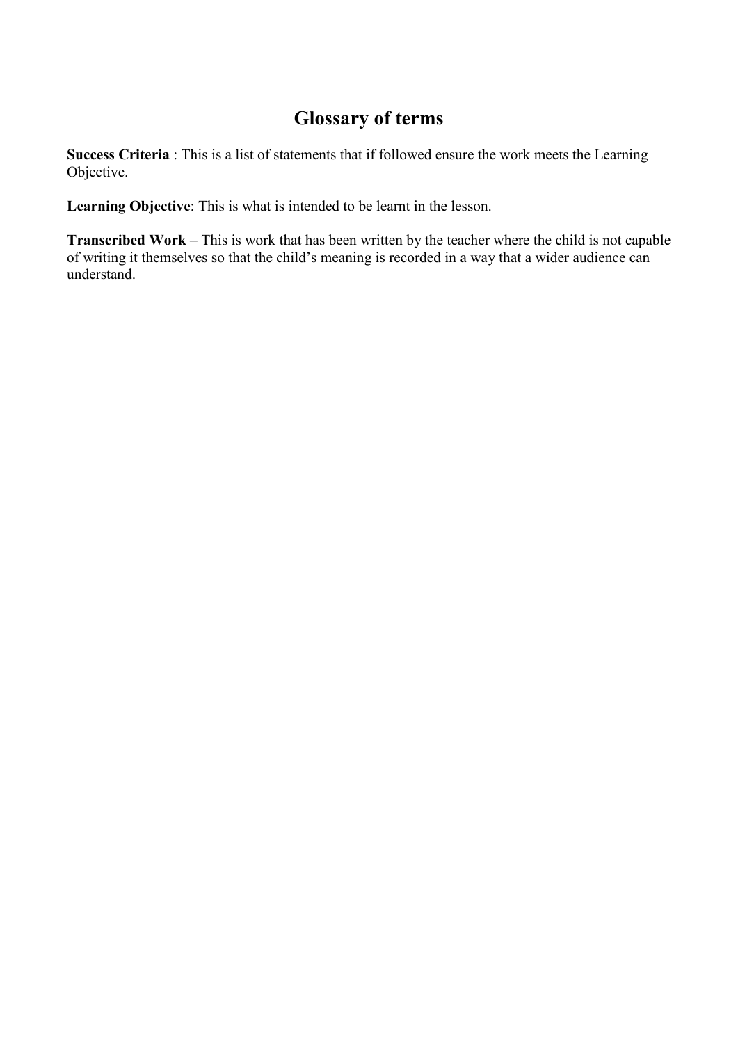## Glossary of terms

**Success Criteria** : This is a list of statements that if followed ensure the work meets the Learning Objective.

**Learning Objective**: This is what is intended to be learnt in the lesson.

**Transcribed Work** – This is work that has been written by the teacher where the child is not capable of writing it themselves so that the child's meaning is recorded in a way that a wider audience can understand.